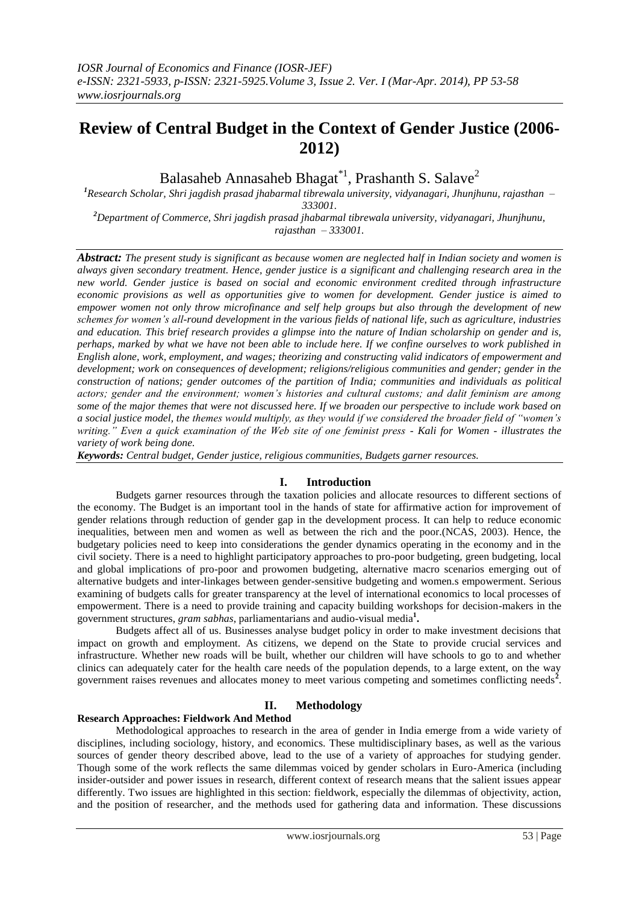# Review of Central Budget in the Context of Gender Justice (2006-2012)

Balasaheb Annasaheb Bhagat[*1], Prashanth S. Salave[2]

[1]Research Scholar, Shri jagdish prasad jhabarmal tibrewala university, vidyanagari, Jhunjhunu, rajasthan – 333001.

[2]Department of Commerce, Shri jagdish prasad jhabarmal tibrewala university, vidyanagari, Jhunjhunu, rajasthan – 333001.

***Abstract:*** *The present study is significant as because women are neglected half in Indian society and women is always given secondary treatment. Hence, gender justice is a significant and challenging research area in the new world. Gender justice is based on social and economic environment credited through infrastructure economic provisions as well as opportunities give to women for development. Gender justice is aimed to empower women not only throw microfinance and self help groups but also through the development of new schemes for women's all-round development in the various fields of national life, such as agriculture, industries and education. This brief research provides a glimpse into the nature of Indian scholarship on gender and is, perhaps, marked by what we have not been able to include here. If we confine ourselves to work published in English alone, work, employment, and wages; theorizing and constructing valid indicators of empowerment and development; work on consequences of development; religions/religious communities and gender; gender in the construction of nations; gender outcomes of the partition of India; communities and individuals as political actors; gender and the environment; women's histories and cultural customs; and dalit feminism are among some of the major themes that were not discussed here. If we broaden our perspective to include work based on a social justice model, the themes would multiply, as they would if we considered the broader field of "women's writing." Even a quick examination of the Web site of one feminist press - Kali for Women - illustrates the variety of work being done.*

***Keywords:*** *Central budget, Gender justice, religious communities, Budgets garner resources.*

## I. Introduction

Budgets garner resources through the taxation policies and allocate resources to different sections of the economy. The Budget is an important tool in the hands of state for affirmative action for improvement of gender relations through reduction of gender gap in the development process. It can help to reduce economic inequalities, between men and women as well as between the rich and the poor.(NCAS, 2003). Hence, the budgetary policies need to keep into considerations the gender dynamics operating in the economy and in the civil society. There is a need to highlight participatory approaches to pro-poor budgeting, green budgeting, local and global implications of pro-poor and prowomen budgeting, alternative macro scenarios emerging out of alternative budgets and inter-linkages between gender-sensitive budgeting and women.s empowerment. Serious examining of budgets calls for greater transparency at the level of international economics to local processes of empowerment. There is a need to provide training and capacity building workshops for decision-makers in the government structures, *gram sabhas*, parliamentarians and audio-visual media[1].

Budgets affect all of us. Businesses analyse budget policy in order to make investment decisions that impact on growth and employment. As citizens, we depend on the State to provide crucial services and infrastructure. Whether new roads will be built, whether our children will have schools to go to and whether clinics can adequately cater for the health care needs of the population depends, to a large extent, on the way government raises revenues and allocates money to meet various competing and sometimes conflicting needs[2].

## II. Methodology

### Research Approaches: Fieldwork And Method

Methodological approaches to research in the area of gender in India emerge from a wide variety of disciplines, including sociology, history, and economics. These multidisciplinary bases, as well as the various sources of gender theory described above, lead to the use of a variety of approaches for studying gender. Though some of the work reflects the same dilemmas voiced by gender scholars in Euro-America (including insider-outsider and power issues in research, different context of research means that the salient issues appear differently. Two issues are highlighted in this section: fieldwork, especially the dilemmas of objectivity, action, and the position of researcher, and the methods used for gathering data and information. These discussions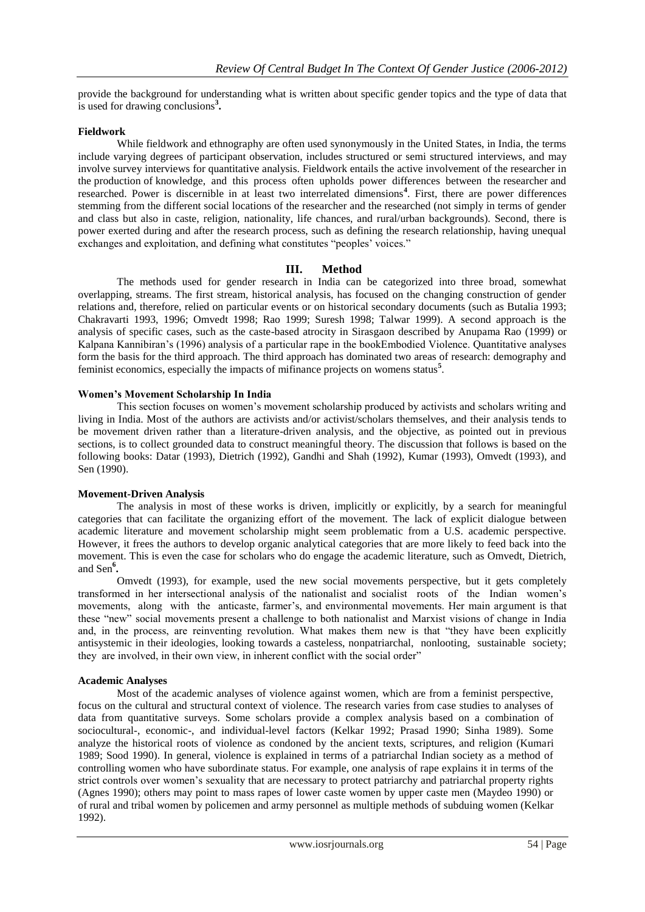provide the background for understanding what is written about specific gender topics and the type of data that is used for drawing conclusions[3].

**Fieldwork**

While fieldwork and ethnography are often used synonymously in the United States, in India, the terms include varying degrees of participant observation, includes structured or semi structured interviews, and may involve survey interviews for quantitative analysis. Fieldwork entails the active involvement of the researcher in the production of knowledge, and this process often upholds power differences between the researcher and researched. Power is discernible in at least two interrelated dimensions[4]. First, there are power differences stemming from the different social locations of the researcher and the researched (not simply in terms of gender and class but also in caste, religion, nationality, life chances, and rural/urban backgrounds). Second, there is power exerted during and after the research process, such as defining the research relationship, having unequal exchanges and exploitation, and defining what constitutes "peoples' voices."

## III. Method

The methods used for gender research in India can be categorized into three broad, somewhat overlapping, streams. The first stream, historical analysis, has focused on the changing construction of gender relations and, therefore, relied on particular events or on historical secondary documents (such as Butalia 1993; Chakravarti 1993, 1996; Omvedt 1998; Rao 1999; Suresh 1998; Talwar 1999). A second approach is the analysis of specific cases, such as the caste-based atrocity in Sirasgaon described by Anupama Rao (1999) or Kalpana Kannibiran's (1996) analysis of a particular rape in the bookEmbodied Violence. Quantitative analyses form the basis for the third approach. The third approach has dominated two areas of research: demography and feminist economics, especially the impacts of mifinance projects on womens status[5].

**Women's Movement Scholarship In India**

This section focuses on women's movement scholarship produced by activists and scholars writing and living in India. Most of the authors are activists and/or activist/scholars themselves, and their analysis tends to be movement driven rather than a literature-driven analysis, and the objective, as pointed out in previous sections, is to collect grounded data to construct meaningful theory. The discussion that follows is based on the following books: Datar (1993), Dietrich (1992), Gandhi and Shah (1992), Kumar (1993), Omvedt (1993), and Sen (1990).

**Movement-Driven Analysis**

The analysis in most of these works is driven, implicitly or explicitly, by a search for meaningful categories that can facilitate the organizing effort of the movement. The lack of explicit dialogue between academic literature and movement scholarship might seem problematic from a U.S. academic perspective. However, it frees the authors to develop organic analytical categories that are more likely to feed back into the movement. This is even the case for scholars who do engage the academic literature, such as Omvedt, Dietrich, and Sen[6].

Omvedt (1993), for example, used the new social movements perspective, but it gets completely transformed in her intersectional analysis of the nationalist and socialist roots of the Indian women's movements, along with the anticaste, farmer's, and environmental movements. Her main argument is that these "new" social movements present a challenge to both nationalist and Marxist visions of change in India and, in the process, are reinventing revolution. What makes them new is that "they have been explicitly antisystemic in their ideologies, looking towards a casteless, nonpatriarchal, nonlooting, sustainable society; they are involved, in their own view, in inherent conflict with the social order"

**Academic Analyses**

Most of the academic analyses of violence against women, which are from a feminist perspective, focus on the cultural and structural context of violence. The research varies from case studies to analyses of data from quantitative surveys. Some scholars provide a complex analysis based on a combination of sociocultural-, economic-, and individual-level factors (Kelkar 1992; Prasad 1990; Sinha 1989). Some analyze the historical roots of violence as condoned by the ancient texts, scriptures, and religion (Kumari 1989; Sood 1990). In general, violence is explained in terms of a patriarchal Indian society as a method of controlling women who have subordinate status. For example, one analysis of rape explains it in terms of the strict controls over women's sexuality that are necessary to protect patriarchy and patriarchal property rights (Agnes 1990); others may point to mass rapes of lower caste women by upper caste men (Maydeo 1990) or of rural and tribal women by policemen and army personnel as multiple methods of subduing women (Kelkar 1992).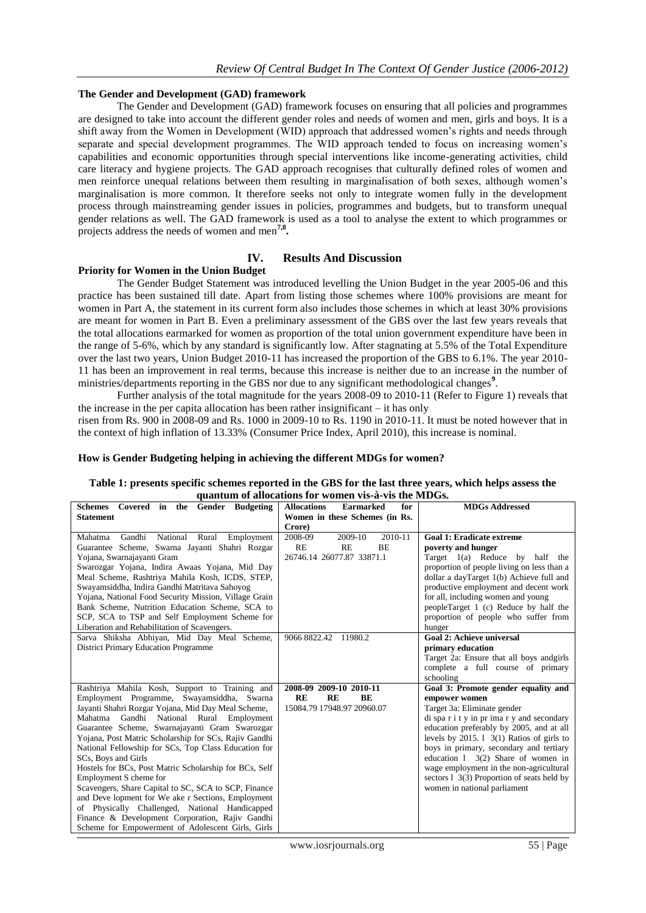### The Gender and Development (GAD) framework

The Gender and Development (GAD) framework focuses on ensuring that all policies and programmes are designed to take into account the different gender roles and needs of women and men, girls and boys. It is a shift away from the Women in Development (WID) approach that addressed women's rights and needs through separate and special development programmes. The WID approach tended to focus on increasing women's capabilities and economic opportunities through special interventions like income-generating activities, child care literacy and hygiene projects. The GAD approach recognises that culturally defined roles of women and men reinforce unequal relations between them resulting in marginalisation of both sexes, although women's marginalisation is more common. It therefore seeks not only to integrate women fully in the development process through mainstreaming gender issues in policies, programmes and budgets, but to transform unequal gender relations as well. The GAD framework is used as a tool to analyse the extent to which programmes or projects address the needs of women and men[7,8].

## IV. Results And Discussion

### Priority for Women in the Union Budget

The Gender Budget Statement was introduced levelling the Union Budget in the year 2005-06 and this practice has been sustained till date. Apart from listing those schemes where 100% provisions are meant for women in Part A, the statement in its current form also includes those schemes in which at least 30% provisions are meant for women in Part B. Even a preliminary assessment of the GBS over the last few years reveals that the total allocations earmarked for women as proportion of the total union government expenditure have been in the range of 5-6%, which by any standard is significantly low. After stagnating at 5.5% of the Total Expenditure over the last two years, Union Budget 2010-11 has increased the proportion of the GBS to 6.1%. The year 2010-11 has been an improvement in real terms, because this increase is neither due to an increase in the number of ministries/departments reporting in the GBS nor due to any significant methodological changes[9].

Further analysis of the total magnitude for the years 2008-09 to 2010-11 (Refer to Figure 1) reveals that the increase in the per capita allocation has been rather insignificant – it has only risen from Rs. 900 in 2008-09 and Rs. 1000 in 2009-10 to Rs. 1190 in 2010-11. It must be noted however that in the context of high inflation of 13.33% (Consumer Price Index, April 2010), this increase is nominal.

### How is Gender Budgeting helping in achieving the different MDGs for women?

**Table 1: presents specific schemes reported in the GBS for the last three years, which helps assess the quantum of allocations for women vis-à-vis the MDGs.**

| Schemes Covered in the Gender Budgeting Statement | Allocations Earmarked for Women in these Schemes (in Rs. Crore) | MDGs Addressed |
|---|---|---|
| Mahatma Gandhi National Rural Employment Guarantee Scheme, Swarna Jayanti Shahri Rozgar Yojana, Swarnajayanti Gram Swarozgar Yojana, Indira Awaas Yojana, Mid Day Meal Scheme, Rashtriya Mahila Kosh, ICDS, STEP, Swayamsiddha, Indira Gandhi Matritava Sahoyog Yojana, National Food Security Mission, Village Grain Bank Scheme, Nutrition Education Scheme, SCA to SCP, SCA to TSP and Self Employment Scheme for Liberation and Rehabilitation of Scavengers. | 2008-09 RE: 26746.14; 2009-10 RE: 26077.87; 2010-11 BE: 33871.1 | **Goal 1: Eradicate extreme poverty and hunger** Target 1(a) Reduce by half the proportion of people living on less than a dollar a dayTarget 1(b) Achieve full and productive employment and decent work for all, including women and young peopleTarget 1 (c) Reduce by half the proportion of people who suffer from hunger |
| Sarva Shiksha Abhiyan, Mid Day Meal Scheme, District Primary Education Programme | 9066 8822.42 11980.2 | **Goal 2: Achieve universal primary education** Target 2a: Ensure that all boys andgirls complete a full course of primary schooling |
| Rashtriya Mahila Kosh, Support to Training and Employment Programme, Swayamsiddha, Swarna Jayanti Shahri Rozgar Yojana, Mid Day Meal Scheme, Mahatma Gandhi National Rural Employment Guarantee Scheme, Swarnajayanti Gram Swarozgar Yojana, Post Matric Scholarship for SCs, Rajiv Gandhi National Fellowship for SCs, Top Class Education for SCs, Boys and Girls Hostels for BCs, Post Matric Scholarship for BCs, Self Employment S cheme for Scavengers, Share Capital to SC, SCA to SCP, Finance and Deve lopment for We ake r Sections, Employment of Physically Challenged, National Handicapped Finance & Development Corporation, Rajiv Gandhi Scheme for Empowerment of Adolescent Girls, Girls | **2008-09 RE: 15084.79; 2009-10 RE: 17948.97; 2010-11 BE: 20960.07** | **Goal 3: Promote gender equality and empower women** Target 3a: Eliminate gender di spa r i t y in pr ima r y and secondary education preferably by 2005, and at all levels by 2015. l 3(1) Ratios of girls to boys in primary, secondary and tertiary education l 3(2) Share of women in wage employment in the non-agricultural sectors l 3(3) Proportion of seats held by women in national parliament |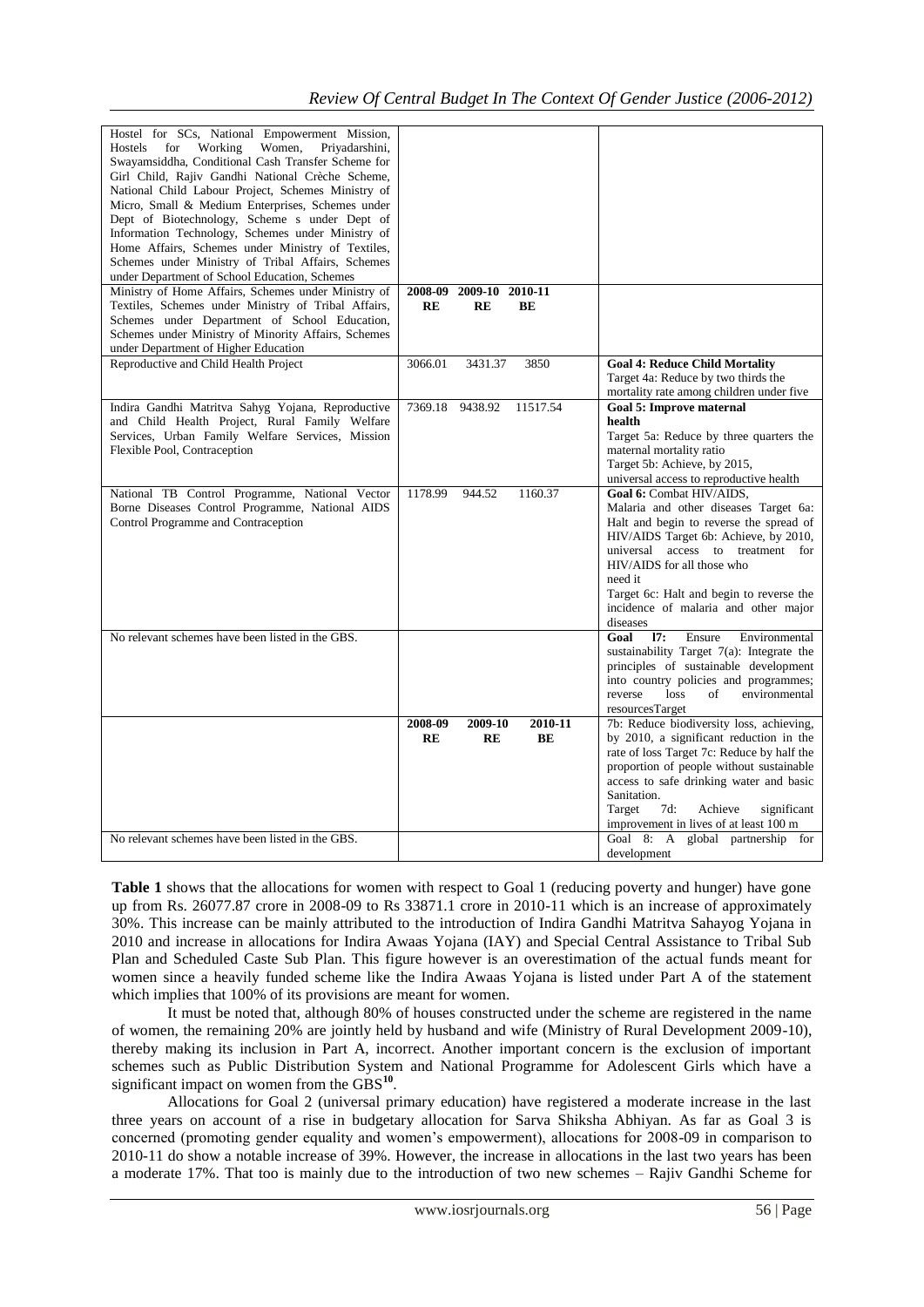| | | | | |
|---|---|---|---|---|
| Hostel for SCs, National Empowerment Mission, Hostels for Working Women, Priyadarshini, Swayamsiddha, Conditional Cash Transfer Scheme for Girl Child, Rajiv Gandhi National Crèche Scheme, National Child Labour Project, Schemes Ministry of Micro, Small & Medium Enterprises, Schemes under Dept of Biotechnology, Scheme s under Dept of Information Technology, Schemes under Ministry of Home Affairs, Schemes under Ministry of Textiles, Schemes under Ministry of Tribal Affairs, Schemes under Department of School Education, Schemes | | | | |
| Ministry of Home Affairs, Schemes under Ministry of Textiles, Schemes under Ministry of Tribal Affairs, Schemes under Department of School Education, Schemes under Ministry of Minority Affairs, Schemes under Department of Higher Education | **2008-09 RE** | **2009-10 RE** | **2010-11 BE** | |
| Reproductive and Child Health Project | 3066.01 | 3431.37 | 3850 | **Goal 4: Reduce Child Mortality** Target 4a: Reduce by two thirds the mortality rate among children under five |
| Indira Gandhi Matritva Sahyg Yojana, Reproductive and Child Health Project, Rural Family Welfare Services, Urban Family Welfare Services, Mission Flexible Pool, Contraception | 7369.18 | 9438.92 | 11517.54 | **Goal 5: Improve maternal health** Target 5a: Reduce by three quarters the maternal mortality ratio Target 5b: Achieve, by 2015, universal access to reproductive health |
| National TB Control Programme, National Vector Borne Diseases Control Programme, National AIDS Control Programme and Contraception | 1178.99 | 944.52 | 1160.37 | **Goal 6:** Combat HIV/AIDS, Malaria and other diseases Target 6a: Halt and begin to reverse the spread of HIV/AIDS Target 6b: Achieve, by 2010, universal access to treatment for HIV/AIDS for all those who need it Target 6c: Halt and begin to reverse the incidence of malaria and other major diseases |
| No relevant schemes have been listed in the GBS. | | | | **Goal l7:** Ensure Environmental sustainability Target 7(a): Integrate the principles of sustainable development into country policies and programmes; reverse loss of environmental resourcesTarget |
| | **2008-09 RE** | **2009-10 RE** | **2010-11 BE** | 7b: Reduce biodiversity loss, achieving, by 2010, a significant reduction in the rate of loss Target 7c: Reduce by half the proportion of people without sustainable access to safe drinking water and basic Sanitation. Target 7d: Achieve significant improvement in lives of at least 100 m |
| No relevant schemes have been listed in the GBS. | | | | Goal 8: A global partnership for development |

**Table 1** shows that the allocations for women with respect to Goal 1 (reducing poverty and hunger) have gone up from Rs. 26077.87 crore in 2008-09 to Rs 33871.1 crore in 2010-11 which is an increase of approximately 30%. This increase can be mainly attributed to the introduction of Indira Gandhi Matritva Sahayog Yojana in 2010 and increase in allocations for Indira Awaas Yojana (IAY) and Special Central Assistance to Tribal Sub Plan and Scheduled Caste Sub Plan. This figure however is an overestimation of the actual funds meant for women since a heavily funded scheme like the Indira Awaas Yojana is listed under Part A of the statement which implies that 100% of its provisions are meant for women.

It must be noted that, although 80% of houses constructed under the scheme are registered in the name of women, the remaining 20% are jointly held by husband and wife (Ministry of Rural Development 2009-10), thereby making its inclusion in Part A, incorrect. Another important concern is the exclusion of important schemes such as Public Distribution System and National Programme for Adolescent Girls which have a significant impact on women from the GBS[10].

Allocations for Goal 2 (universal primary education) have registered a moderate increase in the last three years on account of a rise in budgetary allocation for Sarva Shiksha Abhiyan. As far as Goal 3 is concerned (promoting gender equality and women's empowerment), allocations for 2008-09 in comparison to 2010-11 do show a notable increase of 39%. However, the increase in allocations in the last two years has been a moderate 17%. That too is mainly due to the introduction of two new schemes – Rajiv Gandhi Scheme for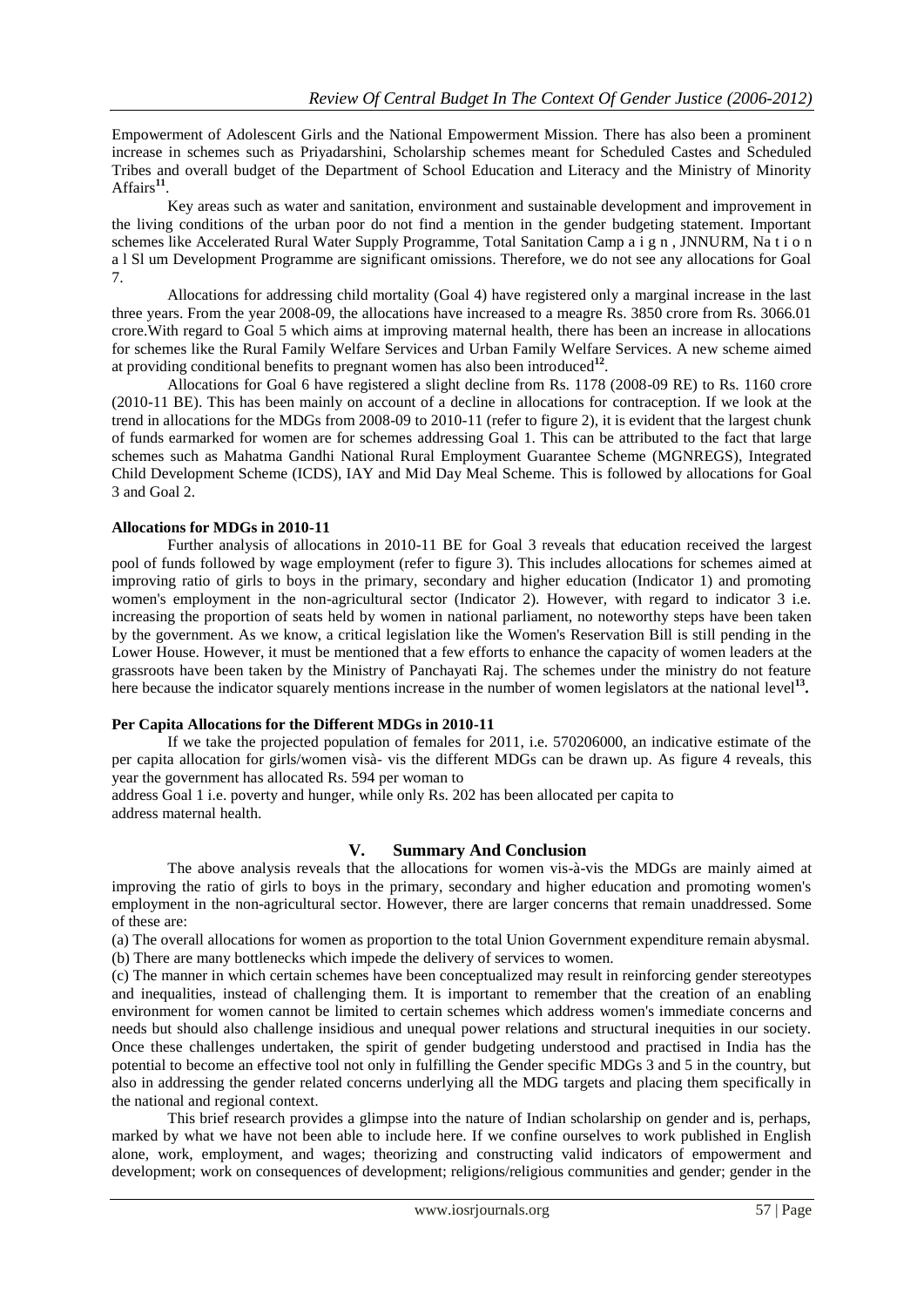Empowerment of Adolescent Girls and the National Empowerment Mission. There has also been a prominent increase in schemes such as Priyadarshini, Scholarship schemes meant for Scheduled Castes and Scheduled Tribes and overall budget of the Department of School Education and Literacy and the Ministry of Minority Affairs[11].

Key areas such as water and sanitation, environment and sustainable development and improvement in the living conditions of the urban poor do not find a mention in the gender budgeting statement. Important schemes like Accelerated Rural Water Supply Programme, Total Sanitation Camp a i g n , JNNURM, Na t i o n a l Sl um Development Programme are significant omissions. Therefore, we do not see any allocations for Goal 7.

Allocations for addressing child mortality (Goal 4) have registered only a marginal increase in the last three years. From the year 2008-09, the allocations have increased to a meagre Rs. 3850 crore from Rs. 3066.01 crore.With regard to Goal 5 which aims at improving maternal health, there has been an increase in allocations for schemes like the Rural Family Welfare Services and Urban Family Welfare Services. A new scheme aimed at providing conditional benefits to pregnant women has also been introduced[12].

Allocations for Goal 6 have registered a slight decline from Rs. 1178 (2008-09 RE) to Rs. 1160 crore (2010-11 BE). This has been mainly on account of a decline in allocations for contraception. If we look at the trend in allocations for the MDGs from 2008-09 to 2010-11 (refer to figure 2), it is evident that the largest chunk of funds earmarked for women are for schemes addressing Goal 1. This can be attributed to the fact that large schemes such as Mahatma Gandhi National Rural Employment Guarantee Scheme (MGNREGS), Integrated Child Development Scheme (ICDS), IAY and Mid Day Meal Scheme. This is followed by allocations for Goal 3 and Goal 2.

**Allocations for MDGs in 2010-11**

Further analysis of allocations in 2010-11 BE for Goal 3 reveals that education received the largest pool of funds followed by wage employment (refer to figure 3). This includes allocations for schemes aimed at improving ratio of girls to boys in the primary, secondary and higher education (Indicator 1) and promoting women's employment in the non-agricultural sector (Indicator 2). However, with regard to indicator 3 i.e. increasing the proportion of seats held by women in national parliament, no noteworthy steps have been taken by the government. As we know, a critical legislation like the Women's Reservation Bill is still pending in the Lower House. However, it must be mentioned that a few efforts to enhance the capacity of women leaders at the grassroots have been taken by the Ministry of Panchayati Raj. The schemes under the ministry do not feature here because the indicator squarely mentions increase in the number of women legislators at the national level[13].

**Per Capita Allocations for the Different MDGs in 2010-11**

If we take the projected population of females for 2011, i.e. 570206000, an indicative estimate of the per capita allocation for girls/women visà- vis the different MDGs can be drawn up. As figure 4 reveals, this year the government has allocated Rs. 594 per woman to
address Goal 1 i.e. poverty and hunger, while only Rs. 202 has been allocated per capita to
address maternal health.

## V. Summary And Conclusion

The above analysis reveals that the allocations for women vis-à-vis the MDGs are mainly aimed at improving the ratio of girls to boys in the primary, secondary and higher education and promoting women's employment in the non-agricultural sector. However, there are larger concerns that remain unaddressed. Some of these are:

(a) The overall allocations for women as proportion to the total Union Government expenditure remain abysmal.
(b) There are many bottlenecks which impede the delivery of services to women.
(c) The manner in which certain schemes have been conceptualized may result in reinforcing gender stereotypes and inequalities, instead of challenging them. It is important to remember that the creation of an enabling environment for women cannot be limited to certain schemes which address women's immediate concerns and needs but should also challenge insidious and unequal power relations and structural inequities in our society. Once these challenges undertaken, the spirit of gender budgeting understood and practised in India has the potential to become an effective tool not only in fulfilling the Gender specific MDGs 3 and 5 in the country, but also in addressing the gender related concerns underlying all the MDG targets and placing them specifically in the national and regional context.

This brief research provides a glimpse into the nature of Indian scholarship on gender and is, perhaps, marked by what we have not been able to include here. If we confine ourselves to work published in English alone, work, employment, and wages; theorizing and constructing valid indicators of empowerment and development; work on consequences of development; religions/religious communities and gender; gender in the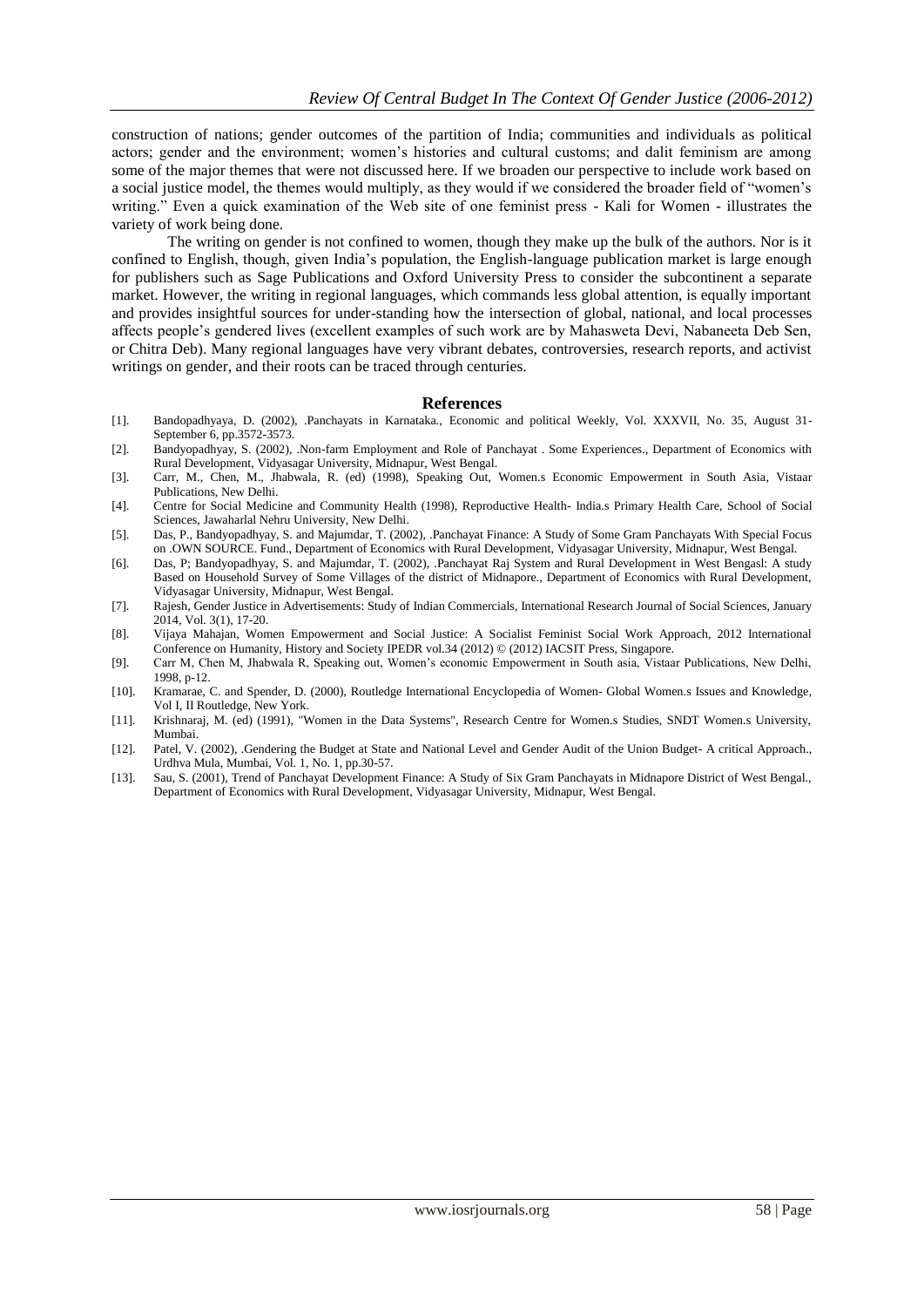construction of nations; gender outcomes of the partition of India; communities and individuals as political actors; gender and the environment; women's histories and cultural customs; and dalit feminism are among some of the major themes that were not discussed here. If we broaden our perspective to include work based on a social justice model, the themes would multiply, as they would if we considered the broader field of "women's writing." Even a quick examination of the Web site of one feminist press - Kali for Women - illustrates the variety of work being done.

The writing on gender is not confined to women, though they make up the bulk of the authors. Nor is it confined to English, though, given India's population, the English-language publication market is large enough for publishers such as Sage Publications and Oxford University Press to consider the subcontinent a separate market. However, the writing in regional languages, which commands less global attention, is equally important and provides insightful sources for under-standing how the intersection of global, national, and local processes affects people's gendered lives (excellent examples of such work are by Mahasweta Devi, Nabaneeta Deb Sen, or Chitra Deb). Many regional languages have very vibrant debates, controversies, research reports, and activist writings on gender, and their roots can be traced through centuries.

## References

[1]. Bandopadhyaya, D. (2002), .Panchayats in Karnataka., Economic and political Weekly, Vol. XXXVII, No. 35, August 31-September 6, pp.3572-3573.

[2]. Bandyopadhyay, S. (2002), .Non-farm Employment and Role of Panchayat . Some Experiences., Department of Economics with Rural Development, Vidyasagar University, Midnapur, West Bengal.

[3]. Carr, M., Chen, M., Jhabwala, R. (ed) (1998), Speaking Out, Women.s Economic Empowerment in South Asia, Vistaar Publications, New Delhi.

[4]. Centre for Social Medicine and Community Health (1998), Reproductive Health- India.s Primary Health Care, School of Social Sciences, Jawaharlal Nehru University, New Delhi.

[5]. Das, P., Bandyopadhyay, S. and Majumdar, T. (2002), .Panchayat Finance: A Study of Some Gram Panchayats With Special Focus on .OWN SOURCE. Fund., Department of Economics with Rural Development, Vidyasagar University, Midnapur, West Bengal.

[6]. Das, P; Bandyopadhyay, S. and Majumdar, T. (2002), .Panchayat Raj System and Rural Development in West Bengasl: A study Based on Household Survey of Some Villages of the district of Midnapore., Department of Economics with Rural Development, Vidyasagar University, Midnapur, West Bengal.

[7]. Rajesh, Gender Justice in Advertisements: Study of Indian Commercials, International Research Journal of Social Sciences, January 2014, Vol. 3(1), 17-20.

[8]. Vijaya Mahajan, Women Empowerment and Social Justice: A Socialist Feminist Social Work Approach, 2012 International Conference on Humanity, History and Society IPEDR vol.34 (2012) © (2012) IACSIT Press, Singapore.

[9]. Carr M, Chen M, Jhabwala R, Speaking out, Women's economic Empowerment in South asia, Vistaar Publications, New Delhi, 1998, p-12.

[10]. Kramarae, C. and Spender, D. (2000), Routledge International Encyclopedia of Women- Global Women.s Issues and Knowledge, Vol I, II Routledge, New York.

[11]. Krishnaraj, M. (ed) (1991), "Women in the Data Systems", Research Centre for Women.s Studies, SNDT Women.s University, Mumbai.

[12]. Patel, V. (2002), .Gendering the Budget at State and National Level and Gender Audit of the Union Budget- A critical Approach., Urdhva Mula, Mumbai, Vol. 1, No. 1, pp.30-57.

[13]. Sau, S. (2001), Trend of Panchayat Development Finance: A Study of Six Gram Panchayats in Midnapore District of West Bengal., Department of Economics with Rural Development, Vidyasagar University, Midnapur, West Bengal.